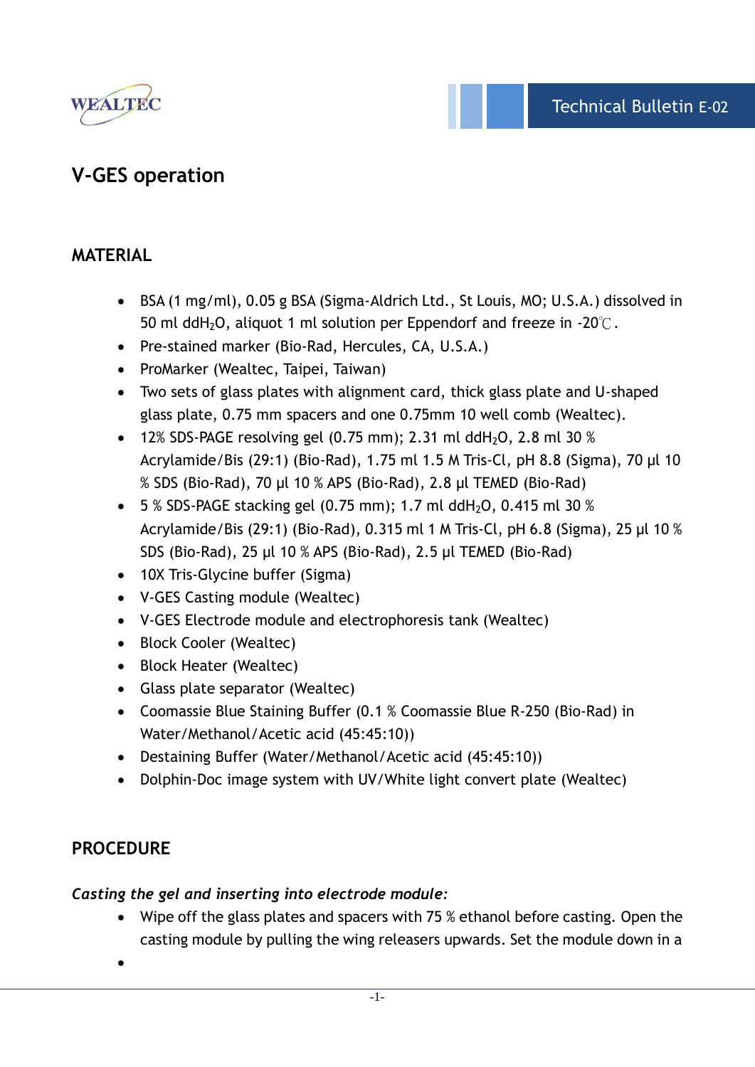WEALTEC

Technical Bulletin E-02

# V-GES operation

## MATERIAL

- BSA (1 mg/ml), 0.05 g BSA (Sigma-Aldrich Ltd., St Louis, MO; U.S.A.) dissolved in 50 ml $ddH_2O$, aliquot 1 ml solution per Eppendorf and freeze in -20℃.
- Pre-stained marker (Bio-Rad, Hercules, CA, U.S.A.)
- ProMarker (Wealtec, Taipei, Taiwan)
- Two sets of glass plates with alignment card, thick glass plate and U-shaped glass plate, 0.75 mm spacers and one 0.75mm 10 well comb (Wealtec).
- 12% SDS-PAGE resolving gel (0.75 mm); 2.31 ml $ddH_2O$, 2.8 ml 30 % Acrylamide/Bis (29:1) (Bio-Rad), 1.75 ml 1.5 M Tris-Cl, pH 8.8 (Sigma), 70 µl 10 % SDS (Bio-Rad), 70 µl 10 % APS (Bio-Rad), 2.8 µl TEMED (Bio-Rad)
- 5 % SDS-PAGE stacking gel (0.75 mm); 1.7 ml $ddH_2O$, 0.415 ml 30 % Acrylamide/Bis (29:1) (Bio-Rad), 0.315 ml 1 M Tris-Cl, pH 6.8 (Sigma), 25 µl 10 % SDS (Bio-Rad), 25 µl 10 % APS (Bio-Rad), 2.5 µl TEMED (Bio-Rad)
- 10X Tris-Glycine buffer (Sigma)
- V-GES Casting module (Wealtec)
- V-GES Electrode module and electrophoresis tank (Wealtec)
- Block Cooler (Wealtec)
- Block Heater (Wealtec)
- Glass plate separator (Wealtec)
- Coomassie Blue Staining Buffer (0.1 % Coomassie Blue R-250 (Bio-Rad) in Water/Methanol/Acetic acid (45:45:10))
- Destaining Buffer (Water/Methanol/Acetic acid (45:45:10))
- Dolphin-Doc image system with UV/White light convert plate (Wealtec)

## PROCEDURE

*Casting the gel and inserting into electrode module:*

- Wipe off the glass plates and spacers with 75 % ethanol before casting. Open the casting module by pulling the wing releasers upwards. Set the module down in a
-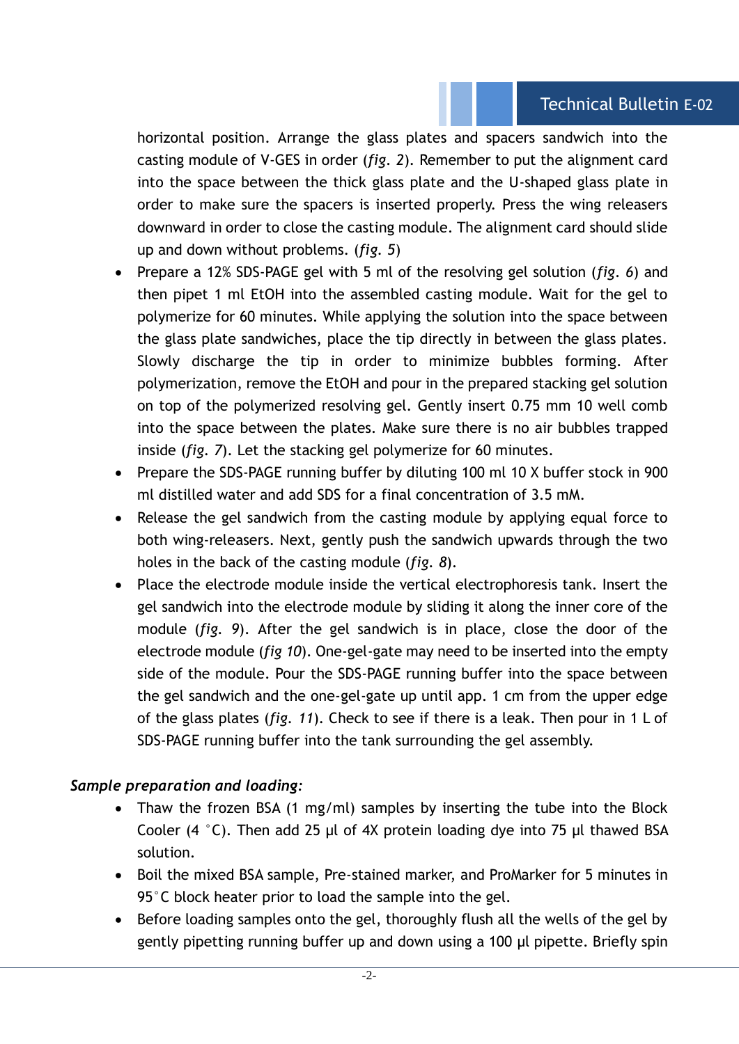horizontal position. Arrange the glass plates and spacers sandwich into the casting module of V-GES in order (*fig. 2*). Remember to put the alignment card into the space between the thick glass plate and the U-shaped glass plate in order to make sure the spacers is inserted properly. Press the wing releasers downward in order to close the casting module. The alignment card should slide up and down without problems. (*fig. 5*)

- Prepare a 12% SDS-PAGE gel with 5 ml of the resolving gel solution (*fig. 6*) and then pipet 1 ml EtOH into the assembled casting module. Wait for the gel to polymerize for 60 minutes. While applying the solution into the space between the glass plate sandwiches, place the tip directly in between the glass plates. Slowly discharge the tip in order to minimize bubbles forming. After polymerization, remove the EtOH and pour in the prepared stacking gel solution on top of the polymerized resolving gel. Gently insert 0.75 mm 10 well comb into the space between the plates. Make sure there is no air bubbles trapped inside (*fig. 7*). Let the stacking gel polymerize for 60 minutes.
- Prepare the SDS-PAGE running buffer by diluting 100 ml 10 X buffer stock in 900 ml distilled water and add SDS for a final concentration of 3.5 mM.
- Release the gel sandwich from the casting module by applying equal force to both wing-releasers. Next, gently push the sandwich upwards through the two holes in the back of the casting module (*fig. 8*).
- Place the electrode module inside the vertical electrophoresis tank. Insert the gel sandwich into the electrode module by sliding it along the inner core of the module (*fig. 9*). After the gel sandwich is in place, close the door of the electrode module (*fig 10*). One-gel-gate may need to be inserted into the empty side of the module. Pour the SDS-PAGE running buffer into the space between the gel sandwich and the one-gel-gate up until app. 1 cm from the upper edge of the glass plates (*fig. 11*). Check to see if there is a leak. Then pour in 1 L of SDS-PAGE running buffer into the tank surrounding the gel assembly.

***Sample preparation and loading:***

- Thaw the frozen BSA (1 mg/ml) samples by inserting the tube into the Block Cooler (4 °C). Then add 25 µl of 4X protein loading dye into 75 µl thawed BSA solution.
- Boil the mixed BSA sample, Pre-stained marker, and ProMarker for 5 minutes in 95°C block heater prior to load the sample into the gel.
- Before loading samples onto the gel, thoroughly flush all the wells of the gel by gently pipetting running buffer up and down using a 100 µl pipette. Briefly spin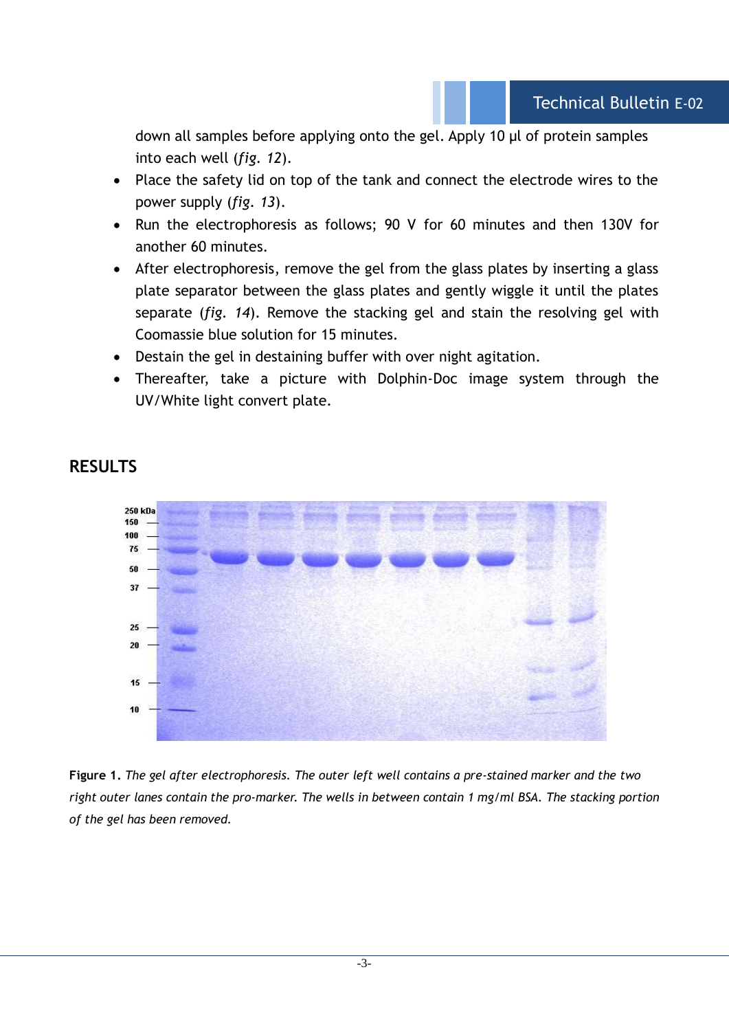down all samples before applying onto the gel. Apply 10 µl of protein samples into each well (*fig. 12*).

- Place the safety lid on top of the tank and connect the electrode wires to the power supply (*fig. 13*).
- Run the electrophoresis as follows; 90 V for 60 minutes and then 130V for another 60 minutes.
- After electrophoresis, remove the gel from the glass plates by inserting a glass plate separator between the glass plates and gently wiggle it until the plates separate (*fig. 14*). Remove the stacking gel and stain the resolving gel with Coomassie blue solution for 15 minutes.
- Destain the gel in destaining buffer with over night agitation.
- Thereafter, take a picture with Dolphin-Doc image system through the UV/White light convert plate.

## RESULTS

**Figure 1.** *The gel after electrophoresis. The outer left well contains a pre-stained marker and the two right outer lanes contain the pro-marker. The wells in between contain 1 mg/ml BSA. The stacking portion of the gel has been removed.*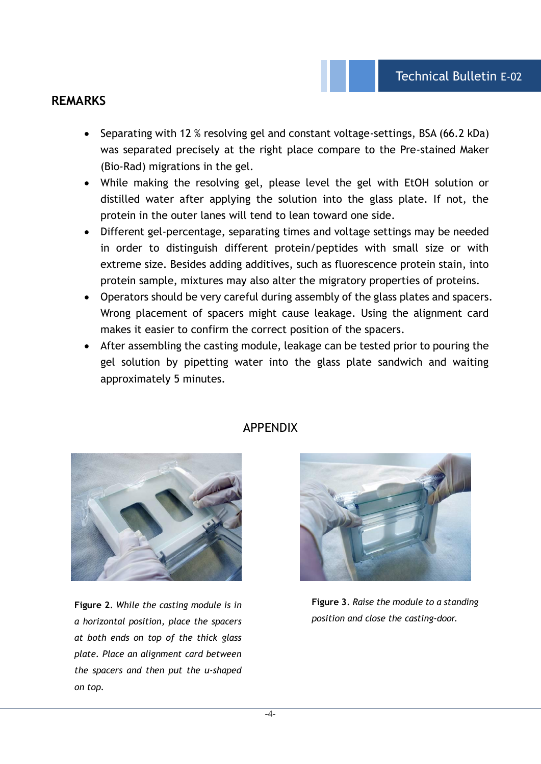## REMARKS

- Separating with 12 % resolving gel and constant voltage-settings, BSA (66.2 kDa) was separated precisely at the right place compare to the Pre-stained Maker (Bio-Rad) migrations in the gel.
- While making the resolving gel, please level the gel with EtOH solution or distilled water after applying the solution into the glass plate. If not, the protein in the outer lanes will tend to lean toward one side.
- Different gel-percentage, separating times and voltage settings may be needed in order to distinguish different protein/peptides with small size or with extreme size. Besides adding additives, such as fluorescence protein stain, into protein sample, mixtures may also alter the migratory properties of proteins.
- Operators should be very careful during assembly of the glass plates and spacers. Wrong placement of spacers might cause leakage. Using the alignment card makes it easier to confirm the correct position of the spacers.
- After assembling the casting module, leakage can be tested prior to pouring the gel solution by pipetting water into the glass plate sandwich and waiting approximately 5 minutes.

## APPENDIX

**Figure 2**. *While the casting module is in a horizontal position, place the spacers at both ends on top of the thick glass plate. Place an alignment card between the spacers and then put the u-shaped on top.*

**Figure 3**. *Raise the module to a standing position and close the casting-door.*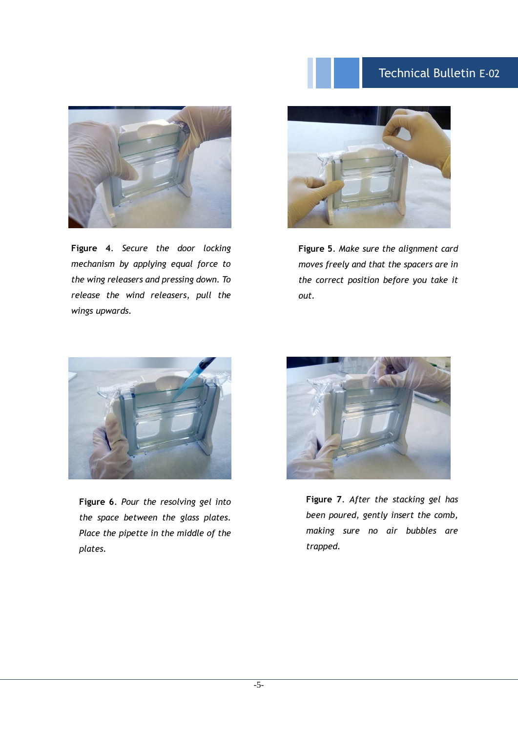**Figure 4**. *Secure the door locking mechanism by applying equal force to the wing releasers and pressing down. To release the wind releasers, pull the wings upwards.*

**Figure 5**. *Make sure the alignment card moves freely and that the spacers are in the correct position before you take it out.*

**Figure 6**. *Pour the resolving gel into the space between the glass plates. Place the pipette in the middle of the plates.*

**Figure 7**. *After the stacking gel has been poured, gently insert the comb, making sure no air bubbles are trapped.*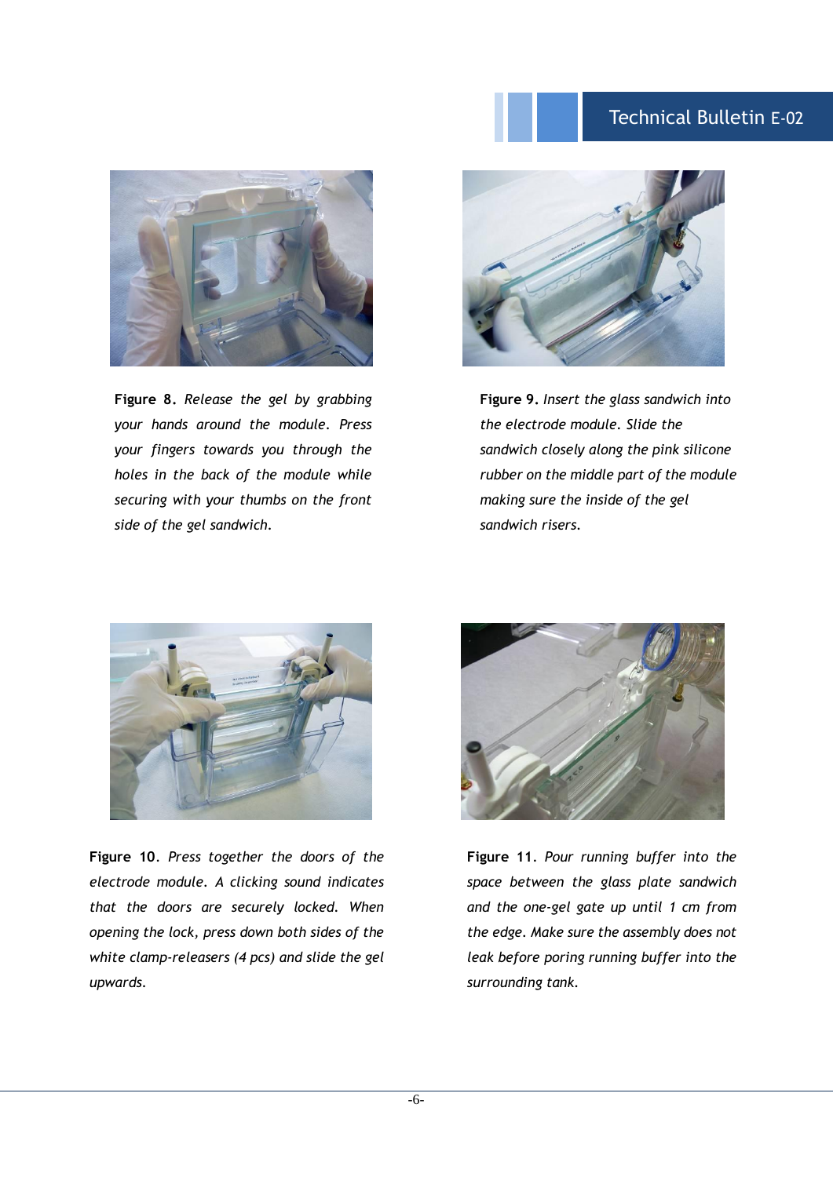**Figure 8.** *Release the gel by grabbing your hands around the module. Press your fingers towards you through the holes in the back of the module while securing with your thumbs on the front side of the gel sandwich.*

**Figure 9.** *Insert the glass sandwich into the electrode module. Slide the sandwich closely along the pink silicone rubber on the middle part of the module making sure the inside of the gel sandwich risers.*

**Figure 10.** *Press together the doors of the electrode module. A clicking sound indicates that the doors are securely locked. When opening the lock, press down both sides of the white clamp-releasers (4 pcs) and slide the gel upwards.*

**Figure 11.** *Pour running buffer into the space between the glass plate sandwich and the one-gel gate up until 1 cm from the edge. Make sure the assembly does not leak before poring running buffer into the surrounding tank.*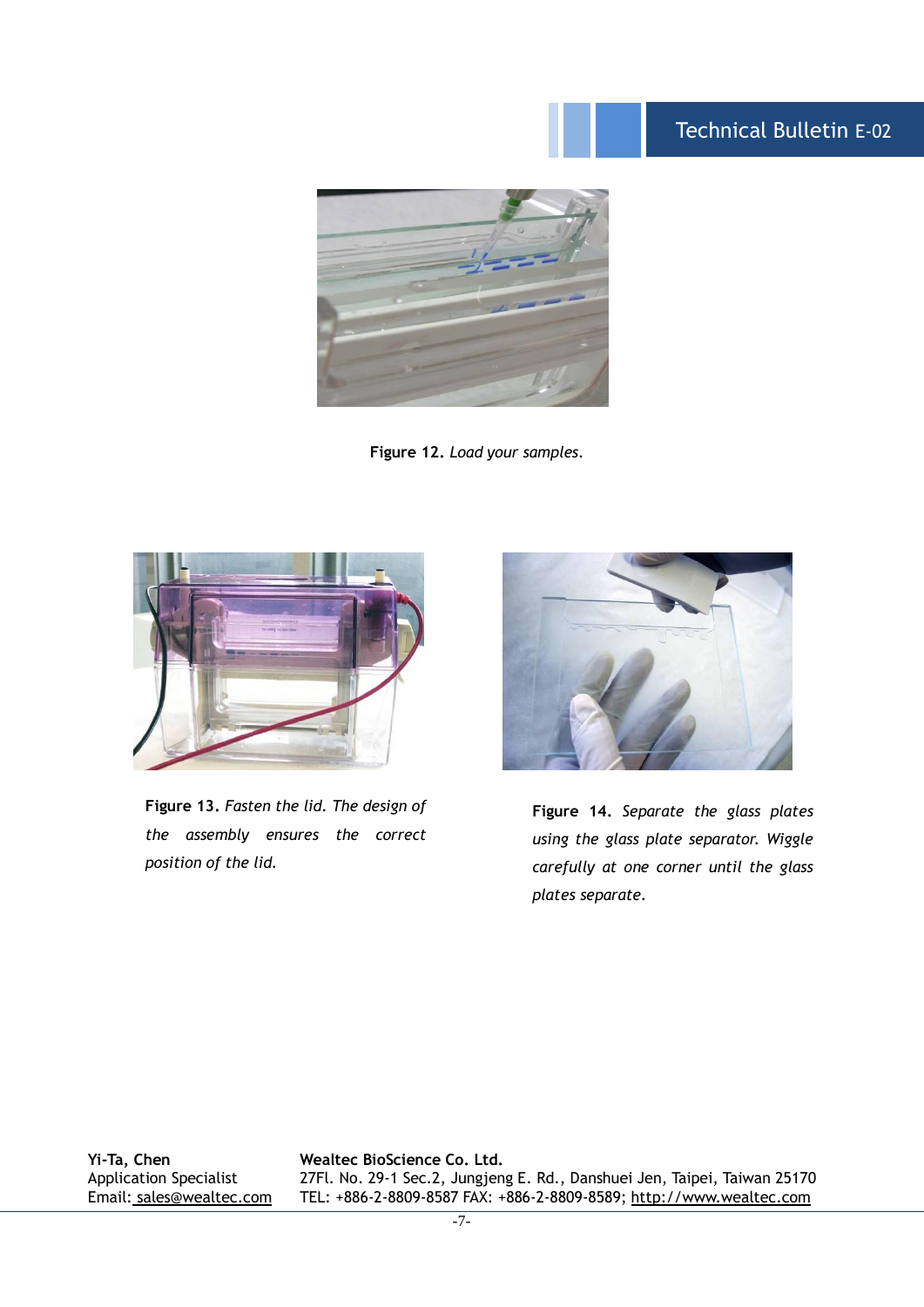**Figure 12.** *Load your samples.*

**Figure 13.** *Fasten the lid. The design of the assembly ensures the correct position of the lid.*

**Figure 14.** *Separate the glass plates using the glass plate separator. Wiggle carefully at one corner until the glass plates separate.*

**Yi-Ta, Chen**
Application Specialist
Email: sales@wealtec.com

**Wealtec BioScience Co. Ltd.**
27Fl. No. 29-1 Sec.2, Jungjeng E. Rd., Danshuei Jen, Taipei, Taiwan 25170
TEL: +886-2-8809-8587 FAX: +886-2-8809-8589; http://www.wealtec.com